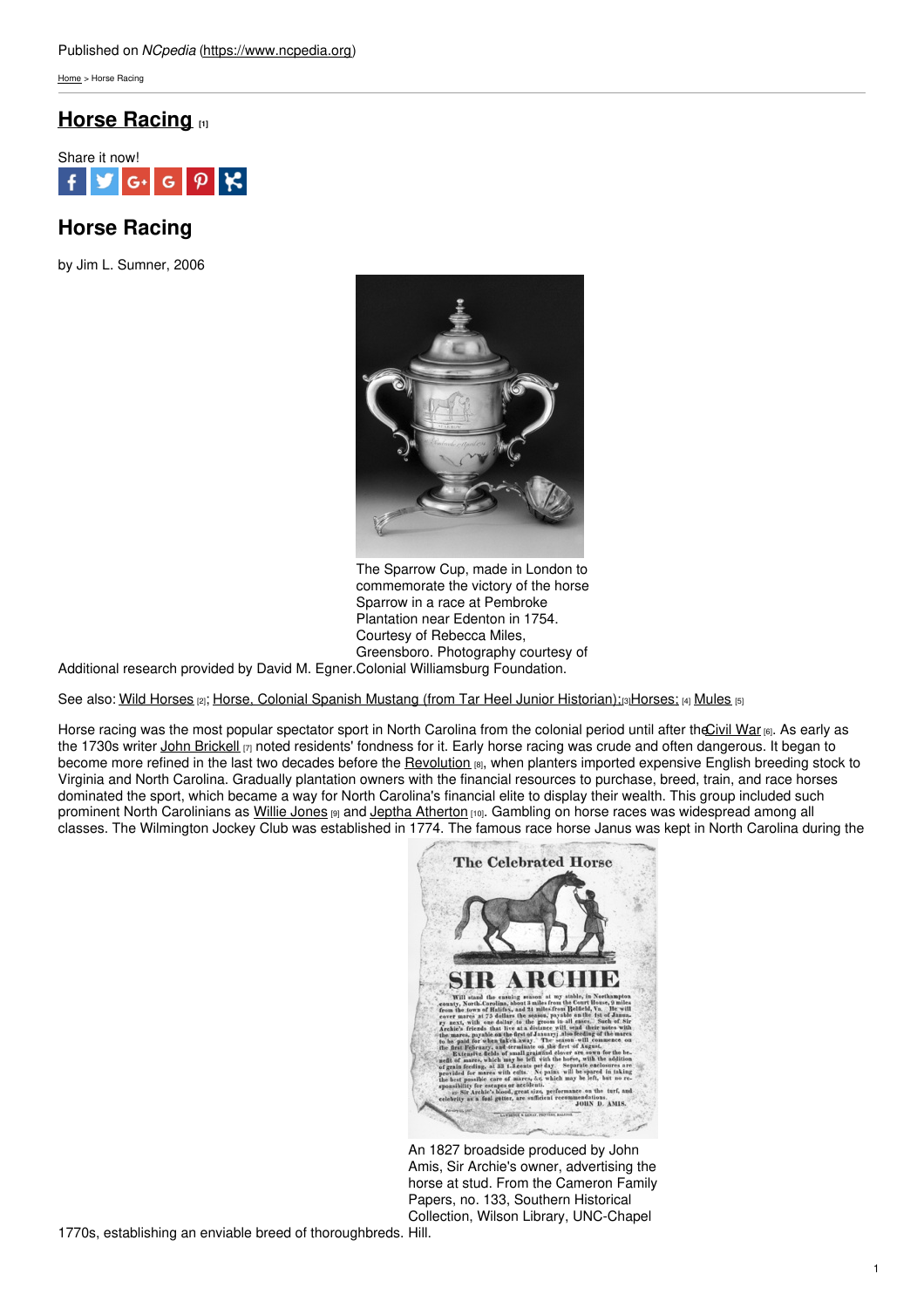Published on *NCpedia* (https://www.ncpedia.org)

Home > Horse Racing

# Horse Racing [1]

Share it now!

## Horse Racing

by Jim L. Sumner, 2006

The Sparrow Cup, made in London to commemorate the victory of the horse Sparrow in a race at Pembroke Plantation near Edenton in 1754. Courtesy of Rebecca Miles, Greensboro. Photography courtesy of Colonial Williamsburg Foundation.

Additional research provided by David M. Egner.

See also: Wild Horses [2]; Horse, Colonial Spanish Mustang (from Tar Heel Junior Historian); [3] Horses; [4] Mules [5]

Horse racing was the most popular spectator sport in North Carolina from the colonial period until after the Civil War [6]. As early as the 1730s writer John Brickell [7] noted residents' fondness for it. Early horse racing was crude and often dangerous. It began to become more refined in the last two decades before the Revolution [8], when planters imported expensive English breeding stock to Virginia and North Carolina. Gradually plantation owners with the financial resources to purchase, breed, train, and race horses dominated the sport, which became a way for North Carolina's financial elite to display their wealth. This group included such prominent North Carolinians as Willie Jones [9] and Jeptha Atherton [10]. Gambling on horse races was widespread among all classes. The Wilmington Jockey Club was established in 1774. The famous race horse Janus was kept in North Carolina during the 1770s, establishing an enviable breed of thoroughbreds.

An 1827 broadside produced by John Amis, Sir Archie's owner, advertising the horse at stud. From the Cameron Family Papers, no. 133, Southern Historical Collection, Wilson Library, UNC-Chapel Hill.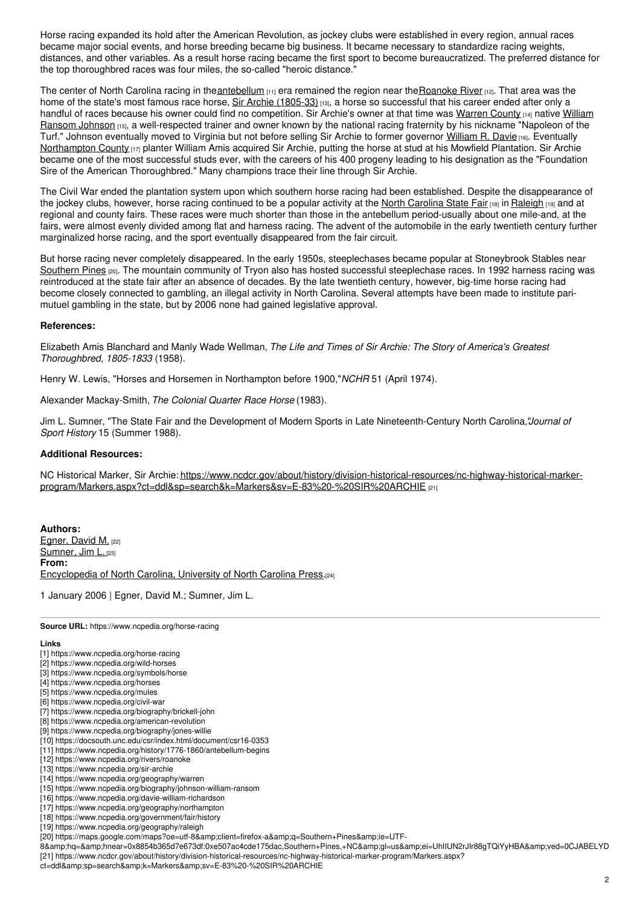Horse racing expanded its hold after the American Revolution, as jockey clubs were established in every region, annual races became major social events, and horse breeding became big business. It became necessary to standardize racing weights, distances, and other variables. As a result horse racing became the first sport to become bureaucratized. The preferred distance for the top thoroughbred races was four miles, the so-called "heroic distance."

The center of North Carolina racing in the antebellum [11] era remained the region near the Roanoke River [12]. That area was the home of the state's most famous race horse, Sir Archie (1805-33) [13], a horse so successful that his career ended after only a handful of races because his owner could find no competition. Sir Archie's owner at that time was Warren County [14] native William Ransom Johnson [15], a well-respected trainer and owner known by the national racing fraternity by his nickname "Napoleon of the Turf." Johnson eventually moved to Virginia but not before selling Sir Archie to former governor William R. Davie [16]. Eventually Northampton County [17] planter William Amis acquired Sir Archie, putting the horse at stud at his Mowfield Plantation. Sir Archie became one of the most successful studs ever, with the careers of his 400 progeny leading to his designation as the "Foundation Sire of the American Thoroughbred." Many champions trace their line through Sir Archie.

The Civil War ended the plantation system upon which southern horse racing had been established. Despite the disappearance of the jockey clubs, however, horse racing continued to be a popular activity at the North Carolina State Fair [18] in Raleigh [19] and at regional and county fairs. These races were much shorter than those in the antebellum period-usually about one mile-and, at the fairs, were almost evenly divided among flat and harness racing. The advent of the automobile in the early twentieth century further marginalized horse racing, and the sport eventually disappeared from the fair circuit.

But horse racing never completely disappeared. In the early 1950s, steeplechases became popular at Stoneybrook Stables near Southern Pines [20]. The mountain community of Tryon also has hosted successful steeplechase races. In 1992 harness racing was reintroduced at the state fair after an absence of decades. By the late twentieth century, however, big-time horse racing had become closely connected to gambling, an illegal activity in North Carolina. Several attempts have been made to institute pari-mutuel gambling in the state, but by 2006 none had gained legislative approval.

### References:

Elizabeth Amis Blanchard and Manly Wade Wellman, *The Life and Times of Sir Archie: The Story of America's Greatest Thoroughbred, 1805-1833* (1958).

Henry W. Lewis, "Horses and Horsemen in Northampton before 1900,"*NCHR* 51 (April 1974).

Alexander Mackay-Smith, *The Colonial Quarter Race Horse* (1983).

Jim L. Sumner, "The State Fair and the Development of Modern Sports in Late Nineteenth-Century North Carolina,"*Journal of Sport History* 15 (Summer 1988).

### Additional Resources:

NC Historical Marker, Sir Archie: https://www.ncdcr.gov/about/history/division-historical-resources/nc-highway-historical-marker-program/Markers.aspx?ct=ddl&sp=search&k=Markers&sv=E-83%20-%20SIR%20ARCHIE [21]

**Authors:**
Egner, David M. [22]
Sumner, Jim L. [23]
**From:**
Encyclopedia of North Carolina, University of North Carolina Press.[24]

1 January 2006 | Egner, David M.; Sumner, Jim L.

**Source URL:** https://www.ncpedia.org/horse-racing

**Links**
[1] https://www.ncpedia.org/horse-racing
[2] https://www.ncpedia.org/wild-horses
[3] https://www.ncpedia.org/symbols/horse
[4] https://www.ncpedia.org/horses
[5] https://www.ncpedia.org/mules
[6] https://www.ncpedia.org/civil-war
[7] https://www.ncpedia.org/biography/brickell-john
[8] https://www.ncpedia.org/american-revolution
[9] https://www.ncpedia.org/biography/jones-willie
[10] https://docsouth.unc.edu/csr/index.html/document/csr16-0353
[11] https://www.ncpedia.org/history/1776-1860/antebellum-begins
[12] https://www.ncpedia.org/rivers/roanoke
[13] https://www.ncpedia.org/sir-archie
[14] https://www.ncpedia.org/geography/warren
[15] https://www.ncpedia.org/biography/johnson-william-ransom
[16] https://www.ncpedia.org/davie-william-richardson
[17] https://www.ncpedia.org/geography/northampton
[18] https://www.ncpedia.org/government/fair/history
[19] https://www.ncpedia.org/geography/raleigh
[20] https://maps.google.com/maps?oe=utf-8&amp;client=firefox-a&amp;q=Southern+Pines&amp;ie=UTF-8&amp;hq=&amp;hnear=0x8854b365d7e673df:0xe507ac4cde175dac,Southern+Pines,+NC&amp;gl=us&amp;ei=UhIIUN2rJIr88gTQiYyHBA&amp;ved=0CJABELYD
[21] https://www.ncdcr.gov/about/history/division-historical-resources/nc-highway-historical-marker-program/Markers.aspx?ct=ddl&amp;sp=search&amp;k=Markers&amp;sv=E-83%20-%20SIR%20ARCHIE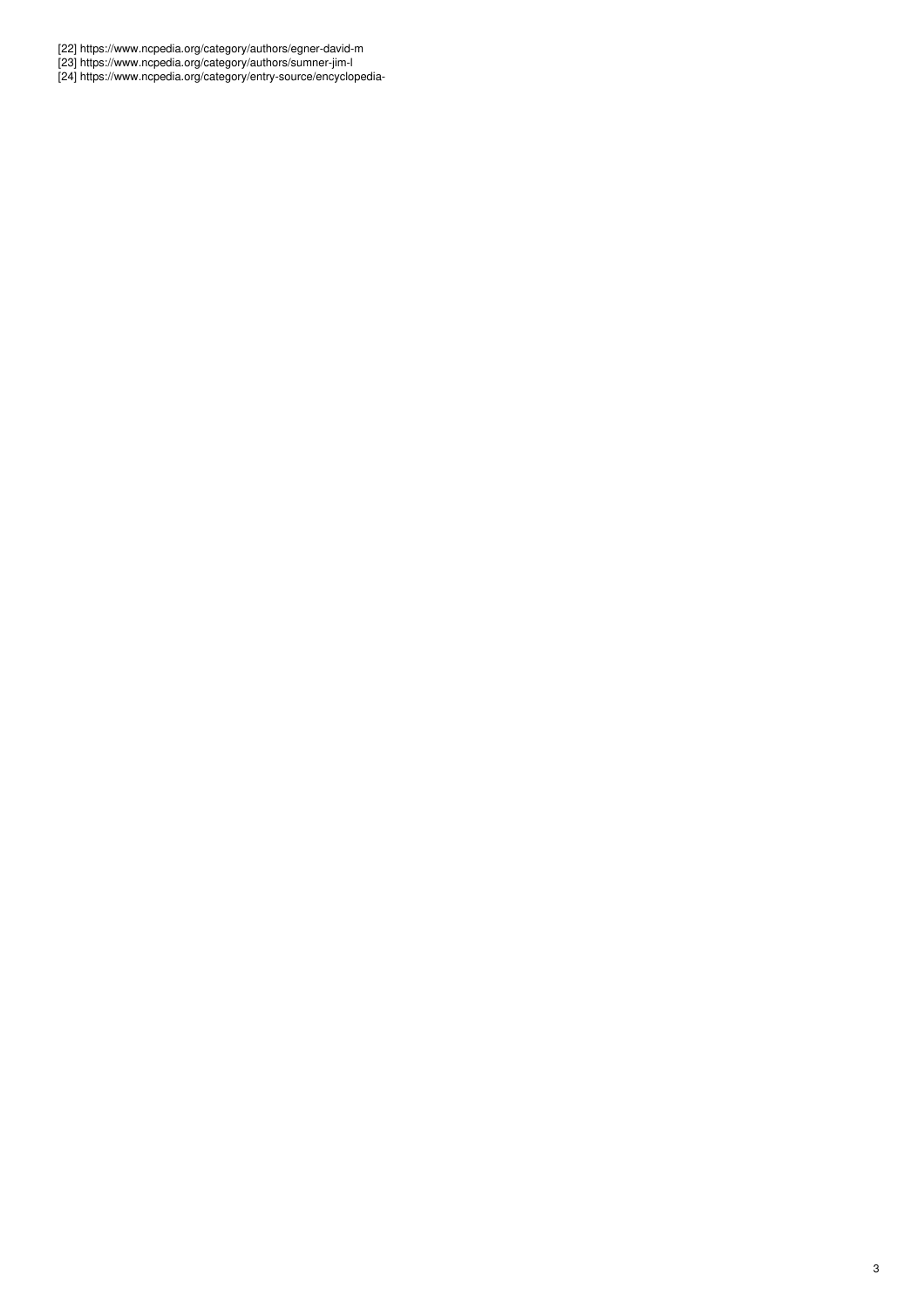[22] https://www.ncpedia.org/category/authors/egner-david-m
[23] https://www.ncpedia.org/category/authors/sumner-jim-l
[24] https://www.ncpedia.org/category/entry-source/encyclopedia-